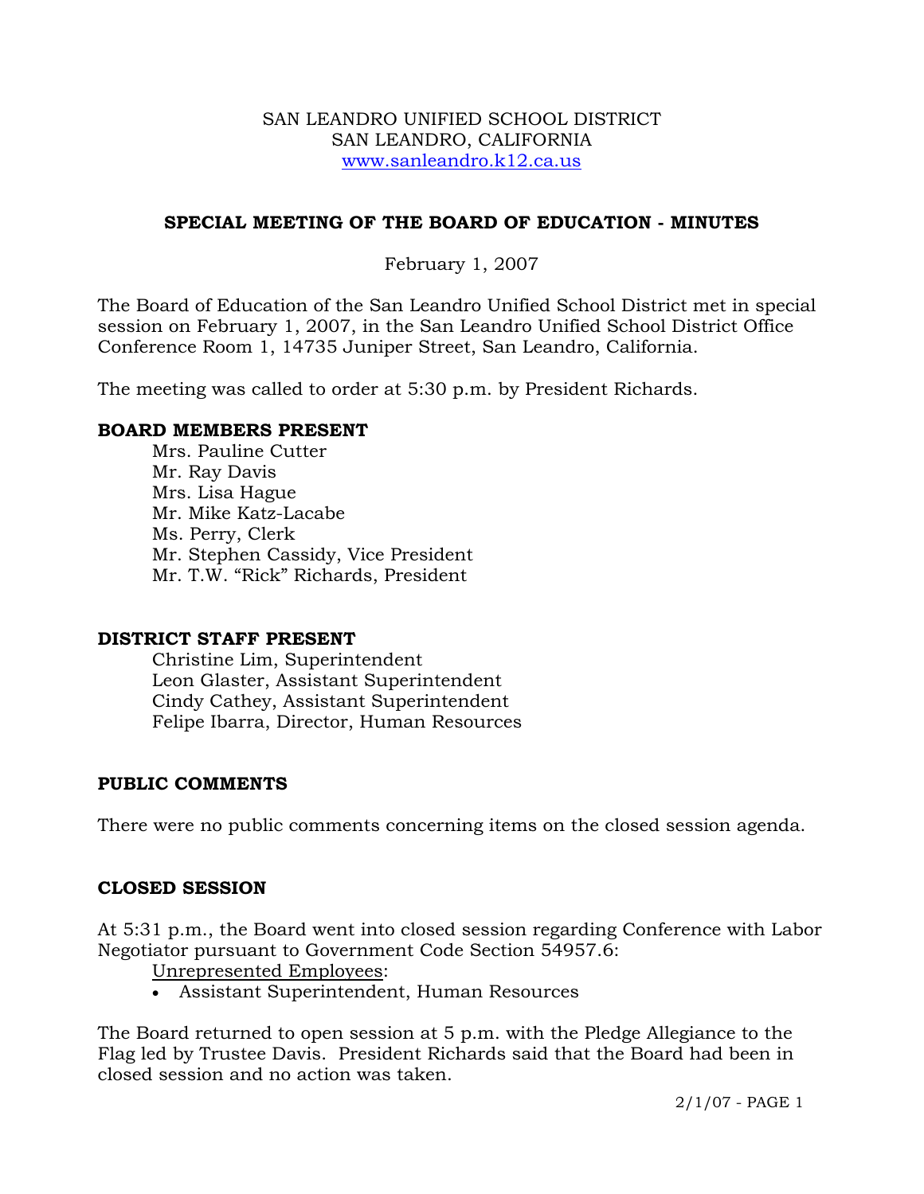SAN LEANDRO UNIFIED SCHOOL DISTRICT
SAN LEANDRO, CALIFORNIA
www.sanleandro.k12.ca.us

# SPECIAL MEETING OF THE BOARD OF EDUCATION - MINUTES

February 1, 2007

The Board of Education of the San Leandro Unified School District met in special session on February 1, 2007, in the San Leandro Unified School District Office Conference Room 1, 14735 Juniper Street, San Leandro, California.

The meeting was called to order at 5:30 p.m. by President Richards.

## BOARD MEMBERS PRESENT

Mrs. Pauline Cutter
Mr. Ray Davis
Mrs. Lisa Hague
Mr. Mike Katz-Lacabe
Ms. Perry, Clerk
Mr. Stephen Cassidy, Vice President
Mr. T.W. "Rick" Richards, President

## DISTRICT STAFF PRESENT

Christine Lim, Superintendent
Leon Glaster, Assistant Superintendent
Cindy Cathey, Assistant Superintendent
Felipe Ibarra, Director, Human Resources

## PUBLIC COMMENTS

There were no public comments concerning items on the closed session agenda.

## CLOSED SESSION

At 5:31 p.m., the Board went into closed session regarding Conference with Labor Negotiator pursuant to Government Code Section 54957.6:

Unrepresented Employees:

- Assistant Superintendent, Human Resources

The Board returned to open session at 5 p.m. with the Pledge Allegiance to the Flag led by Trustee Davis. President Richards said that the Board had been in closed session and no action was taken.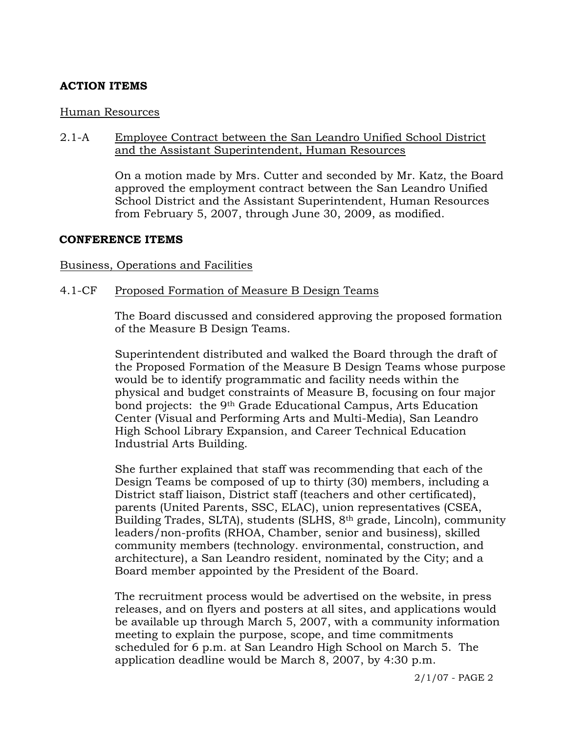## ACTION ITEMS

Human Resources

2.1-A Employee Contract between the San Leandro Unified School District and the Assistant Superintendent, Human Resources

On a motion made by Mrs. Cutter and seconded by Mr. Katz, the Board approved the employment contract between the San Leandro Unified School District and the Assistant Superintendent, Human Resources from February 5, 2007, through June 30, 2009, as modified.

## CONFERENCE ITEMS

Business, Operations and Facilities

4.1-CF Proposed Formation of Measure B Design Teams

The Board discussed and considered approving the proposed formation of the Measure B Design Teams.

Superintendent distributed and walked the Board through the draft of the Proposed Formation of the Measure B Design Teams whose purpose would be to identify programmatic and facility needs within the physical and budget constraints of Measure B, focusing on four major bond projects: the 9th Grade Educational Campus, Arts Education Center (Visual and Performing Arts and Multi-Media), San Leandro High School Library Expansion, and Career Technical Education Industrial Arts Building.

She further explained that staff was recommending that each of the Design Teams be composed of up to thirty (30) members, including a District staff liaison, District staff (teachers and other certificated), parents (United Parents, SSC, ELAC), union representatives (CSEA, Building Trades, SLTA), students (SLHS, 8th grade, Lincoln), community leaders/non-profits (RHOA, Chamber, senior and business), skilled community members (technology. environmental, construction, and architecture), a San Leandro resident, nominated by the City; and a Board member appointed by the President of the Board.

The recruitment process would be advertised on the website, in press releases, and on flyers and posters at all sites, and applications would be available up through March 5, 2007, with a community information meeting to explain the purpose, scope, and time commitments scheduled for 6 p.m. at San Leandro High School on March 5. The application deadline would be March 8, 2007, by 4:30 p.m.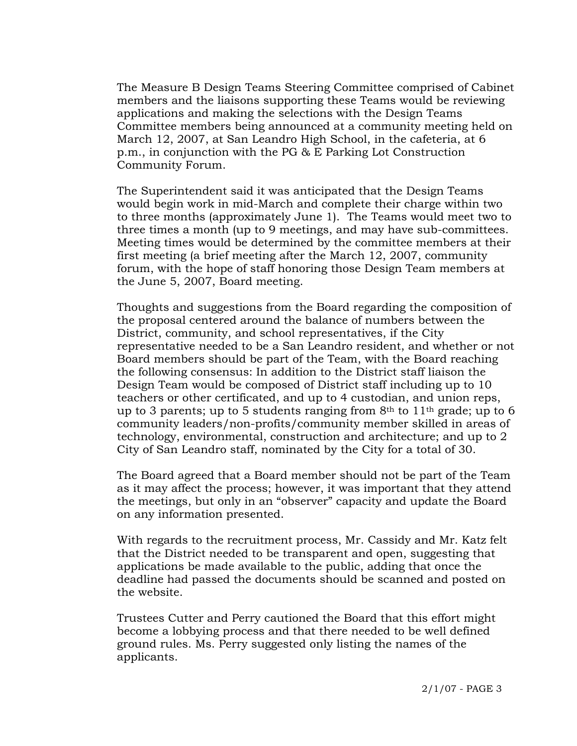The Measure B Design Teams Steering Committee comprised of Cabinet members and the liaisons supporting these Teams would be reviewing applications and making the selections with the Design Teams Committee members being announced at a community meeting held on March 12, 2007, at San Leandro High School, in the cafeteria, at 6 p.m., in conjunction with the PG & E Parking Lot Construction Community Forum.

The Superintendent said it was anticipated that the Design Teams would begin work in mid-March and complete their charge within two to three months (approximately June 1). The Teams would meet two to three times a month (up to 9 meetings, and may have sub-committees. Meeting times would be determined by the committee members at their first meeting (a brief meeting after the March 12, 2007, community forum, with the hope of staff honoring those Design Team members at the June 5, 2007, Board meeting.

Thoughts and suggestions from the Board regarding the composition of the proposal centered around the balance of numbers between the District, community, and school representatives, if the City representative needed to be a San Leandro resident, and whether or not Board members should be part of the Team, with the Board reaching the following consensus: In addition to the District staff liaison the Design Team would be composed of District staff including up to 10 teachers or other certificated, and up to 4 custodian, and union reps, up to 3 parents; up to 5 students ranging from 8th to 11th grade; up to 6 community leaders/non-profits/community member skilled in areas of technology, environmental, construction and architecture; and up to 2 City of San Leandro staff, nominated by the City for a total of 30.

The Board agreed that a Board member should not be part of the Team as it may affect the process; however, it was important that they attend the meetings, but only in an "observer" capacity and update the Board on any information presented.

With regards to the recruitment process, Mr. Cassidy and Mr. Katz felt that the District needed to be transparent and open, suggesting that applications be made available to the public, adding that once the deadline had passed the documents should be scanned and posted on the website.

Trustees Cutter and Perry cautioned the Board that this effort might become a lobbying process and that there needed to be well defined ground rules. Ms. Perry suggested only listing the names of the applicants.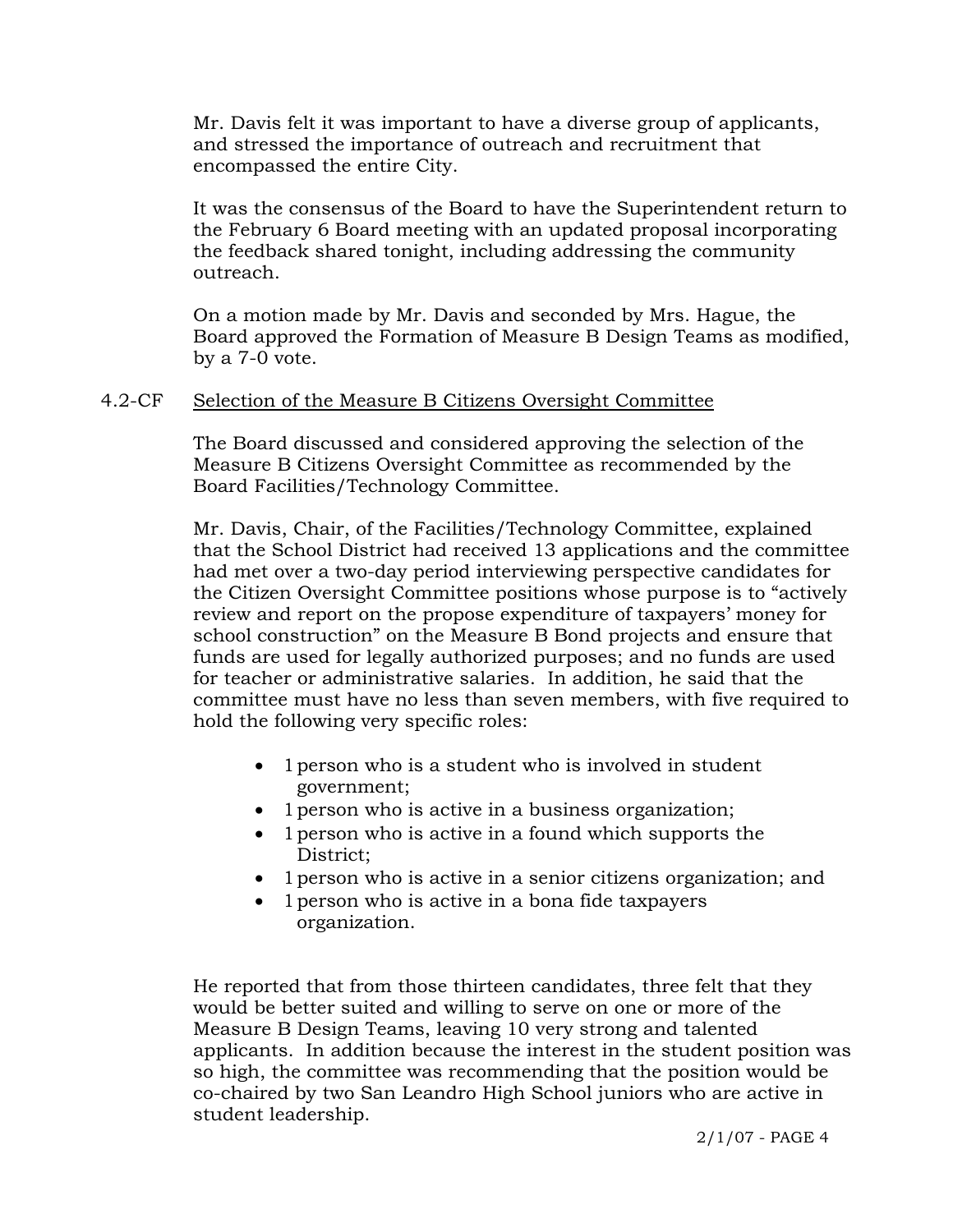Mr. Davis felt it was important to have a diverse group of applicants, and stressed the importance of outreach and recruitment that encompassed the entire City.

It was the consensus of the Board to have the Superintendent return to the February 6 Board meeting with an updated proposal incorporating the feedback shared tonight, including addressing the community outreach.

On a motion made by Mr. Davis and seconded by Mrs. Hague, the Board approved the Formation of Measure B Design Teams as modified, by a 7-0 vote.

4.2-CF <u>Selection of the Measure B Citizens Oversight Committee</u>

The Board discussed and considered approving the selection of the Measure B Citizens Oversight Committee as recommended by the Board Facilities/Technology Committee.

Mr. Davis, Chair, of the Facilities/Technology Committee, explained that the School District had received 13 applications and the committee had met over a two-day period interviewing perspective candidates for the Citizen Oversight Committee positions whose purpose is to "actively review and report on the propose expenditure of taxpayers' money for school construction" on the Measure B Bond projects and ensure that funds are used for legally authorized purposes; and no funds are used for teacher or administrative salaries. In addition, he said that the committee must have no less than seven members, with five required to hold the following very specific roles:

- 1 person who is a student who is involved in student government;
- 1 person who is active in a business organization;
- 1 person who is active in a found which supports the District;
- 1 person who is active in a senior citizens organization; and
- 1 person who is active in a bona fide taxpayers organization.

He reported that from those thirteen candidates, three felt that they would be better suited and willing to serve on one or more of the Measure B Design Teams, leaving 10 very strong and talented applicants. In addition because the interest in the student position was so high, the committee was recommending that the position would be co-chaired by two San Leandro High School juniors who are active in student leadership.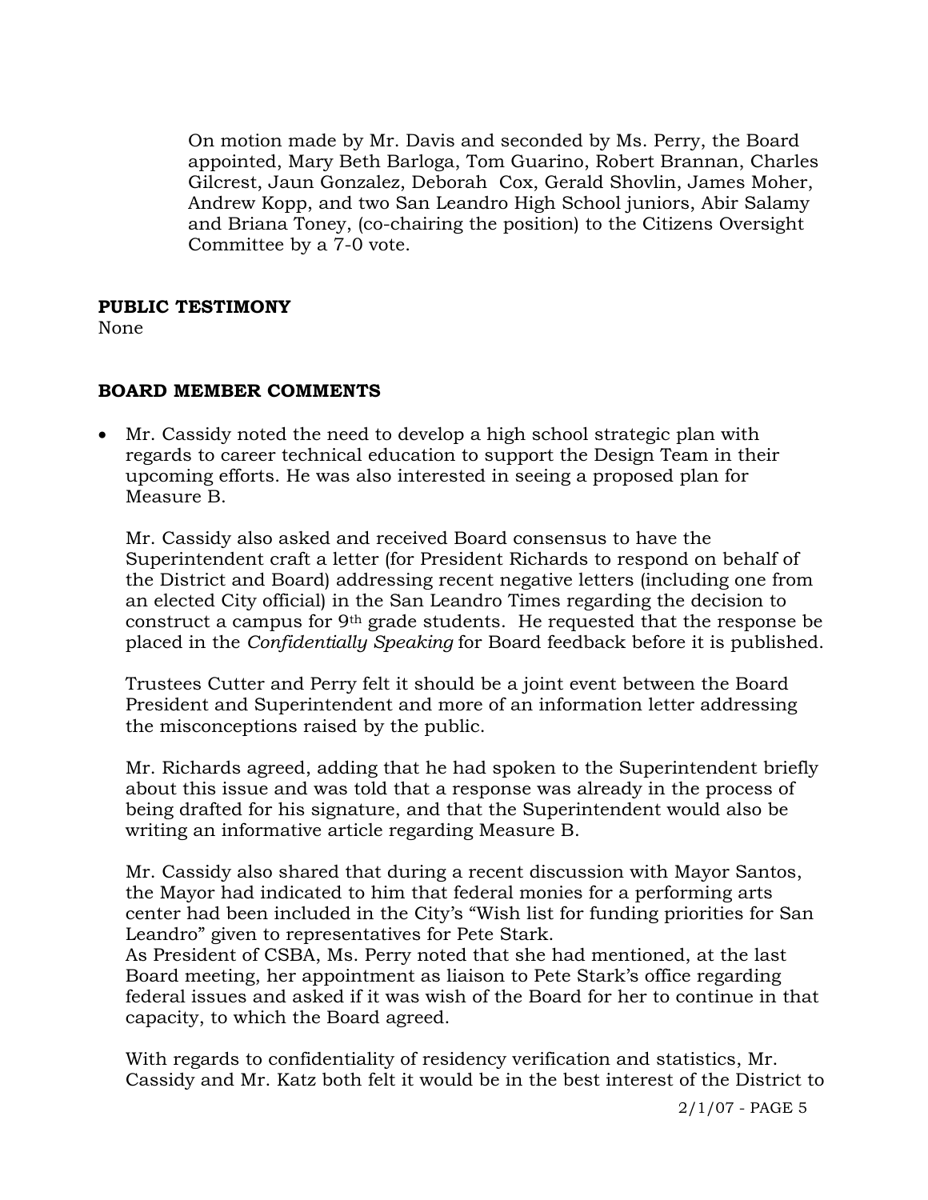On motion made by Mr. Davis and seconded by Ms. Perry, the Board appointed, Mary Beth Barloga, Tom Guarino, Robert Brannan, Charles Gilcrest, Jaun Gonzalez, Deborah Cox, Gerald Shovlin, James Moher, Andrew Kopp, and two San Leandro High School juniors, Abir Salamy and Briana Toney, (co-chairing the position) to the Citizens Oversight Committee by a 7-0 vote.

**PUBLIC TESTIMONY**

None

**BOARD MEMBER COMMENTS**

- Mr. Cassidy noted the need to develop a high school strategic plan with regards to career technical education to support the Design Team in their upcoming efforts. He was also interested in seeing a proposed plan for Measure B.

  Mr. Cassidy also asked and received Board consensus to have the Superintendent craft a letter (for President Richards to respond on behalf of the District and Board) addressing recent negative letters (including one from an elected City official) in the San Leandro Times regarding the decision to construct a campus for 9th grade students. He requested that the response be placed in the *Confidentially Speaking* for Board feedback before it is published.

  Trustees Cutter and Perry felt it should be a joint event between the Board President and Superintendent and more of an information letter addressing the misconceptions raised by the public.

  Mr. Richards agreed, adding that he had spoken to the Superintendent briefly about this issue and was told that a response was already in the process of being drafted for his signature, and that the Superintendent would also be writing an informative article regarding Measure B.

  Mr. Cassidy also shared that during a recent discussion with Mayor Santos, the Mayor had indicated to him that federal monies for a performing arts center had been included in the City's "Wish list for funding priorities for San Leandro" given to representatives for Pete Stark.
  As President of CSBA, Ms. Perry noted that she had mentioned, at the last Board meeting, her appointment as liaison to Pete Stark's office regarding federal issues and asked if it was wish of the Board for her to continue in that capacity, to which the Board agreed.

  With regards to confidentiality of residency verification and statistics, Mr. Cassidy and Mr. Katz both felt it would be in the best interest of the District to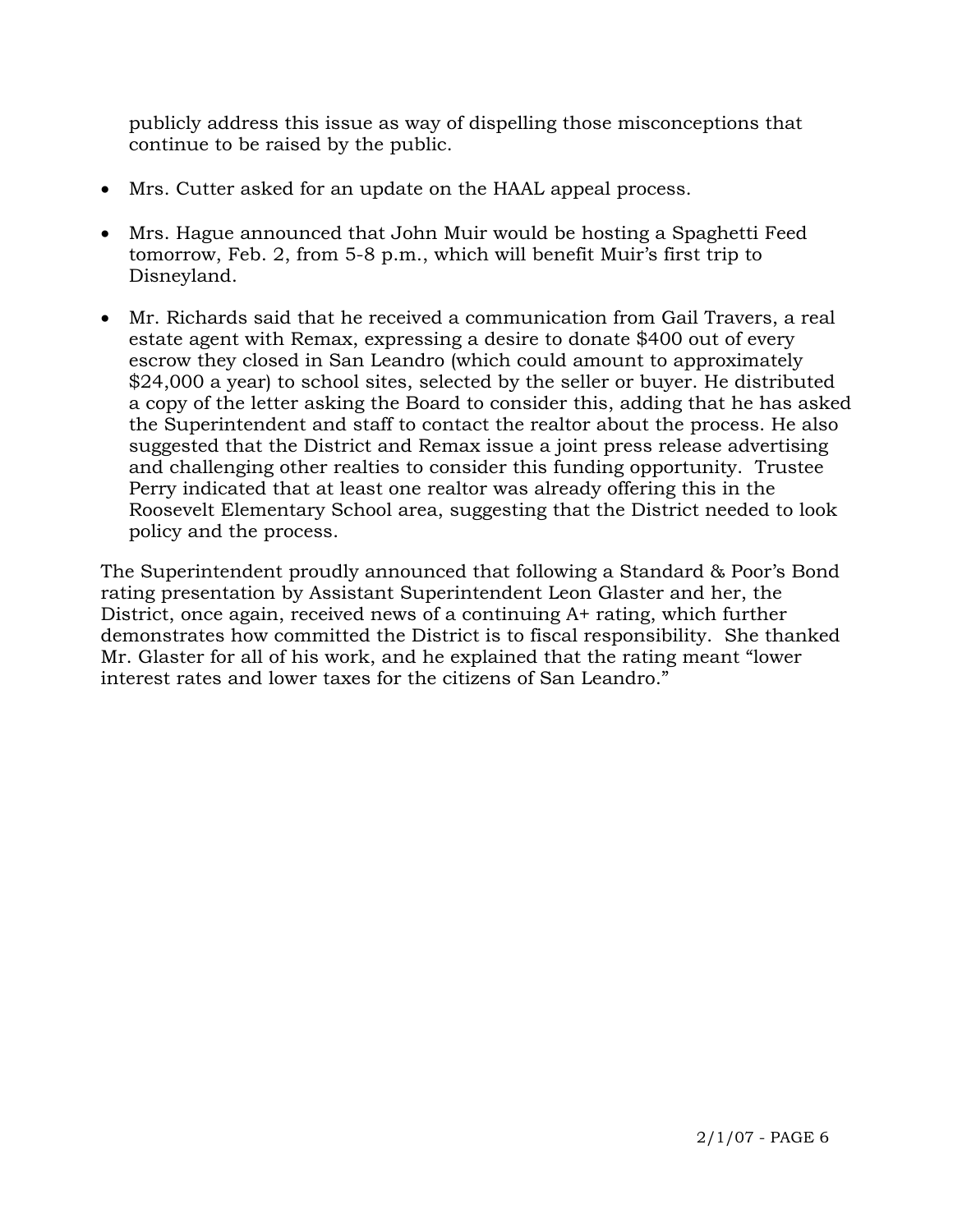publicly address this issue as way of dispelling those misconceptions that continue to be raised by the public.

- Mrs. Cutter asked for an update on the HAAL appeal process.
- Mrs. Hague announced that John Muir would be hosting a Spaghetti Feed tomorrow, Feb. 2, from 5-8 p.m., which will benefit Muir's first trip to Disneyland.
- Mr. Richards said that he received a communication from Gail Travers, a real estate agent with Remax, expressing a desire to donate $400 out of every escrow they closed in San Leandro (which could amount to approximately $24,000 a year) to school sites, selected by the seller or buyer. He distributed a copy of the letter asking the Board to consider this, adding that he has asked the Superintendent and staff to contact the realtor about the process. He also suggested that the District and Remax issue a joint press release advertising and challenging other realties to consider this funding opportunity. Trustee Perry indicated that at least one realtor was already offering this in the Roosevelt Elementary School area, suggesting that the District needed to look policy and the process.

The Superintendent proudly announced that following a Standard & Poor's Bond rating presentation by Assistant Superintendent Leon Glaster and her, the District, once again, received news of a continuing A+ rating, which further demonstrates how committed the District is to fiscal responsibility. She thanked Mr. Glaster for all of his work, and he explained that the rating meant "lower interest rates and lower taxes for the citizens of San Leandro."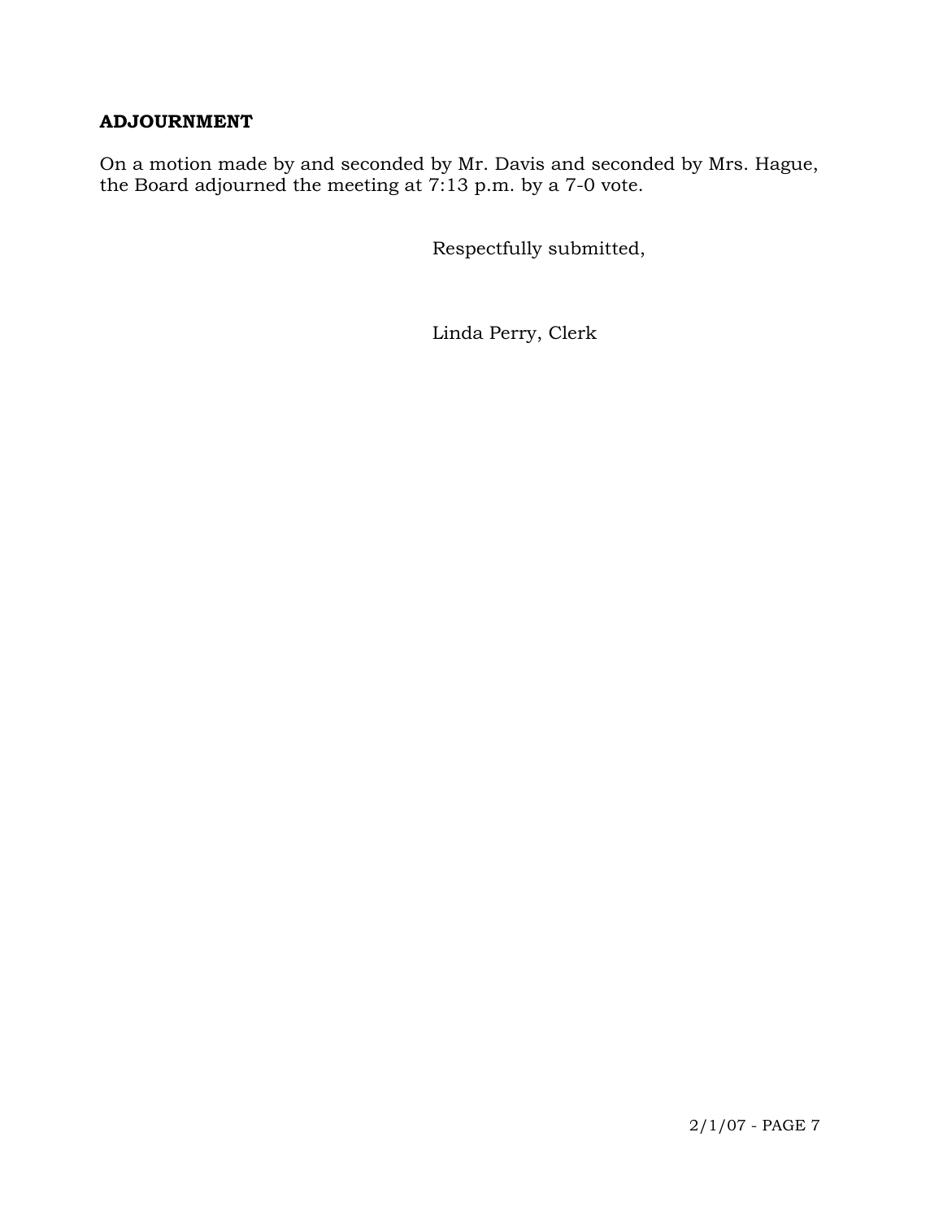**ADJOURNMENT**

On a motion made by and seconded by Mr. Davis and seconded by Mrs. Hague, the Board adjourned the meeting at 7:13 p.m. by a 7-0 vote.

Respectfully submitted,

Linda Perry, Clerk